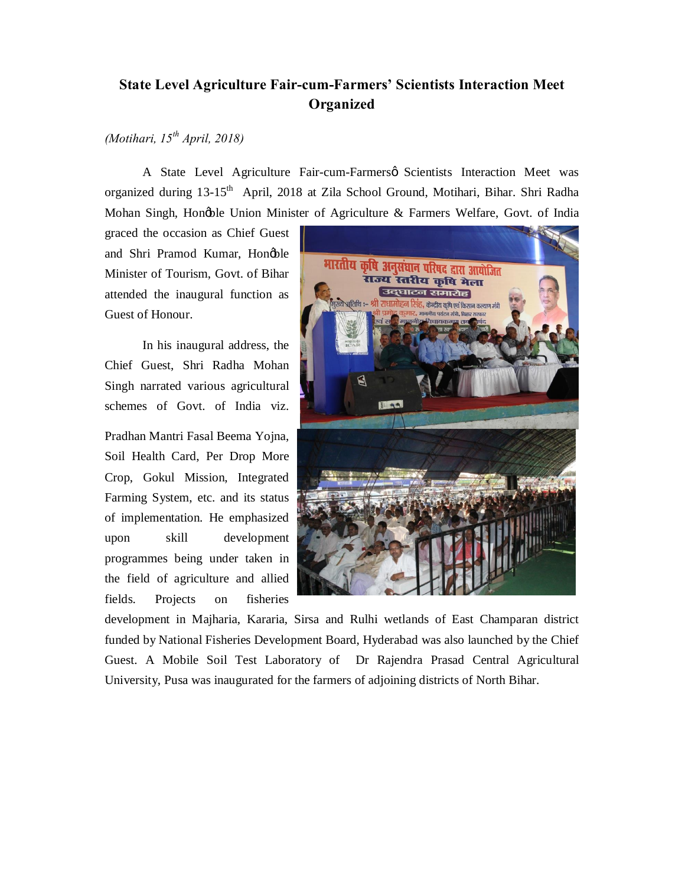# State Level Agriculture Fair-cum-Farmers' Scientists Interaction Meet Organized

*(Motihari, 15th April, 2018)*

A State Level Agriculture Fair-cum-Farmersô Scientists Interaction Meet was organized during 13-15th April, 2018 at Zila School Ground, Motihari, Bihar. Shri Radha Mohan Singh, Honôble Union Minister of Agriculture & Farmers Welfare, Govt. of India graced the occasion as Chief Guest and Shri Pramod Kumar, Honôble Minister of Tourism, Govt. of Bihar attended the inaugural function as Guest of Honour.

In his inaugural address, the Chief Guest, Shri Radha Mohan Singh narrated various agricultural schemes of Govt. of India viz. Pradhan Mantri Fasal Beema Yojna, Soil Health Card, Per Drop More Crop, Gokul Mission, Integrated Farming System, etc. and its status of implementation. He emphasized upon skill development programmes being under taken in the field of agriculture and allied fields. Projects on fisheries development in Majharia, Kararia, Sirsa and Rulhi wetlands of East Champaran district funded by National Fisheries Development Board, Hyderabad was also launched by the Chief Guest. A Mobile Soil Test Laboratory of Dr Rajendra Prasad Central Agricultural University, Pusa was inaugurated for the farmers of adjoining districts of North Bihar.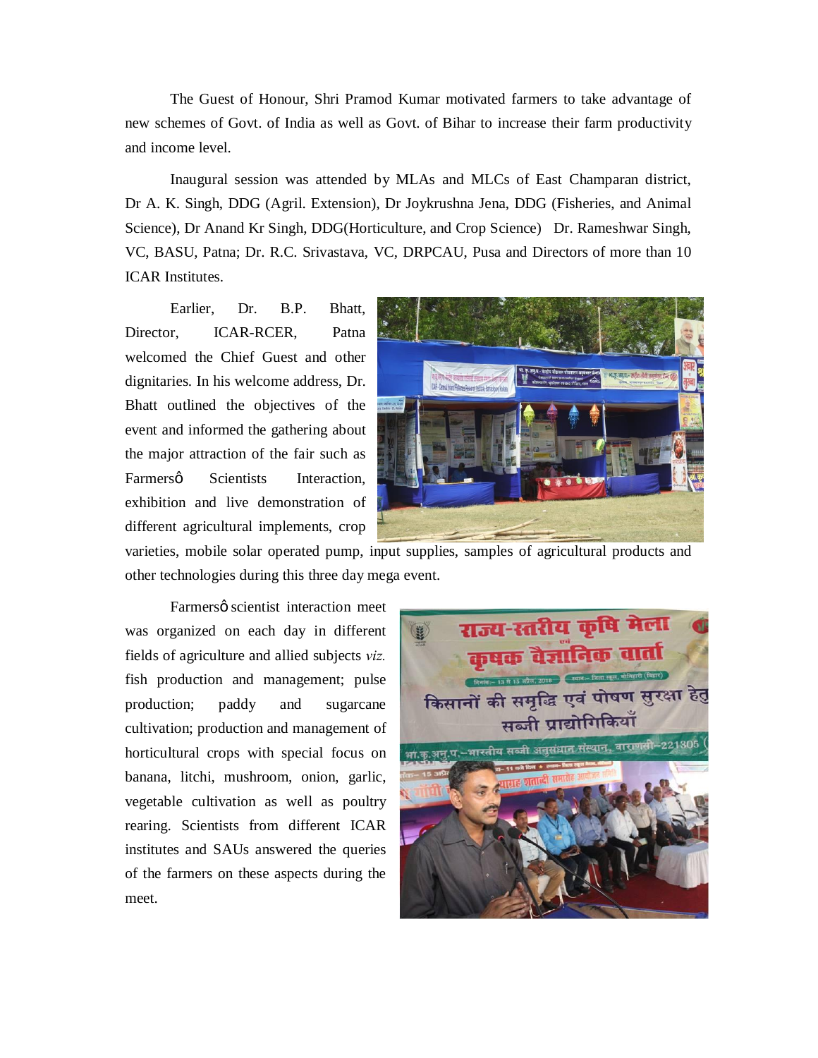The Guest of Honour, Shri Pramod Kumar motivated farmers to take advantage of new schemes of Govt. of India as well as Govt. of Bihar to increase their farm productivity and income level.

Inaugural session was attended by MLAs and MLCs of East Champaran district, Dr A. K. Singh, DDG (Agril. Extension), Dr Joykrushna Jena, DDG (Fisheries, and Animal Science), Dr Anand Kr Singh, DDG(Horticulture, and Crop Science) Dr. Rameshwar Singh, VC, BASU, Patna; Dr. R.C. Srivastava, VC, DRPCAU, Pusa and Directors of more than 10 ICAR Institutes.

Earlier, Dr. B.P. Bhatt, Director, ICAR-RCER, Patna welcomed the Chief Guest and other dignitaries. In his welcome address, Dr. Bhatt outlined the objectives of the event and informed the gathering about the major attraction of the fair such as Farmersô Scientists Interaction, exhibition and live demonstration of different agricultural implements, crop varieties, mobile solar operated pump, input supplies, samples of agricultural products and other technologies during this three day mega event.

Farmersô scientist interaction meet was organized on each day in different fields of agriculture and allied subjects *viz.* fish production and management; pulse production; paddy and sugarcane cultivation; production and management of horticultural crops with special focus on banana, litchi, mushroom, onion, garlic, vegetable cultivation as well as poultry rearing. Scientists from different ICAR institutes and SAUs answered the queries of the farmers on these aspects during the meet.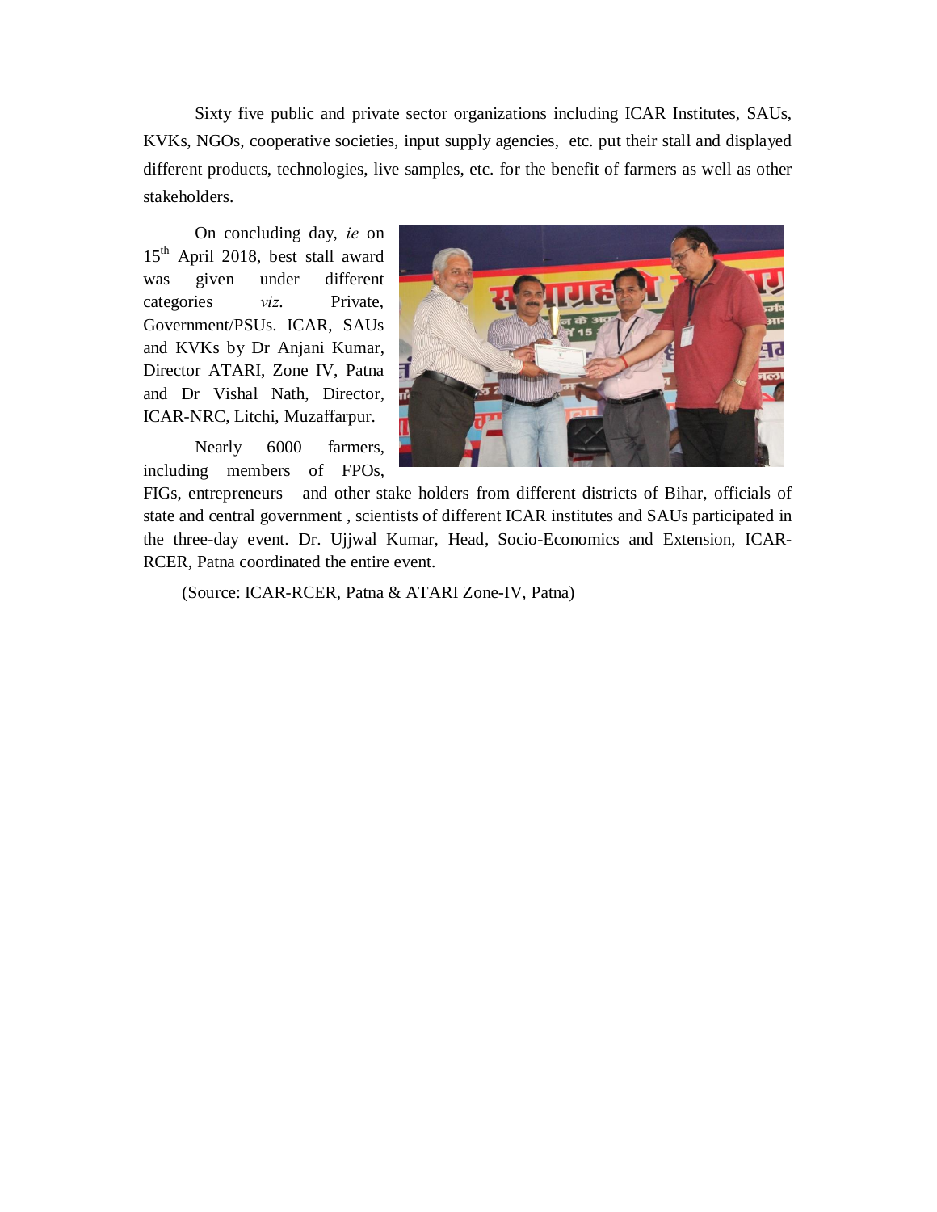Sixty five public and private sector organizations including ICAR Institutes, SAUs, KVKs, NGOs, cooperative societies, input supply agencies, etc. put their stall and displayed different products, technologies, live samples, etc. for the benefit of farmers as well as other stakeholders.

On concluding day, *ie* on 15th April 2018, best stall award was given under different categories *viz.* Private, Government/PSUs. ICAR, SAUs and KVKs by Dr Anjani Kumar, Director ATARI, Zone IV, Patna and Dr Vishal Nath, Director, ICAR-NRC, Litchi, Muzaffarpur.

Nearly 6000 farmers, including members of FPOs, FIGs, entrepreneurs and other stake holders from different districts of Bihar, officials of state and central government , scientists of different ICAR institutes and SAUs participated in the three-day event. Dr. Ujjwal Kumar, Head, Socio-Economics and Extension, ICAR-RCER, Patna coordinated the entire event.

(Source: ICAR-RCER, Patna & ATARI Zone-IV, Patna)